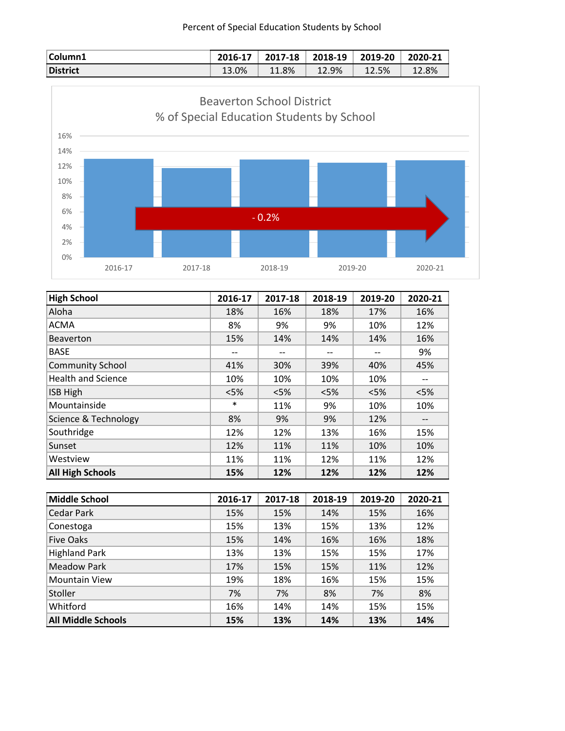Percent of Special Education Students by School

| Column1 | 2016-17 | 2017-18 | 2018-19 | 2019-20 | 2020-21 |
|---|---|---|---|---|---|
| **District** | 13.0% | 11.8% | 12.9% | 12.5% | 12.8% |

Beaverton School District
% of Special Education Students by School

- 0.2%

| High School | 2016-17 | 2017-18 | 2018-19 | 2019-20 | 2020-21 |
|---|---|---|---|---|---|
| Aloha | 18% | 16% | 18% | 17% | 16% |
| ACMA | 8% | 9% | 9% | 10% | 12% |
| Beaverton | 15% | 14% | 14% | 14% | 16% |
| BASE | -- | -- | -- | -- | 9% |
| Community School | 41% | 30% | 39% | 40% | 45% |
| Health and Science | 10% | 10% | 10% | 10% | -- |
| ISB High | <5% | <5% | <5% | <5% | <5% |
| Mountainside | * | 11% | 9% | 10% | 10% |
| Science & Technology | 8% | 9% | 9% | 12% | -- |
| Southridge | 12% | 12% | 13% | 16% | 15% |
| Sunset | 12% | 11% | 11% | 10% | 10% |
| Westview | 11% | 11% | 12% | 11% | 12% |
| **All High Schools** | **15%** | **12%** | **12%** | **12%** | **12%** |

| Middle School | 2016-17 | 2017-18 | 2018-19 | 2019-20 | 2020-21 |
|---|---|---|---|---|---|
| Cedar Park | 15% | 15% | 14% | 15% | 16% |
| Conestoga | 15% | 13% | 15% | 13% | 12% |
| Five Oaks | 15% | 14% | 16% | 16% | 18% |
| Highland Park | 13% | 13% | 15% | 15% | 17% |
| Meadow Park | 17% | 15% | 15% | 11% | 12% |
| Mountain View | 19% | 18% | 16% | 15% | 15% |
| Stoller | 7% | 7% | 8% | 7% | 8% |
| Whitford | 16% | 14% | 14% | 15% | 15% |
| **All Middle Schools** | **15%** | **13%** | **14%** | **13%** | **14%** |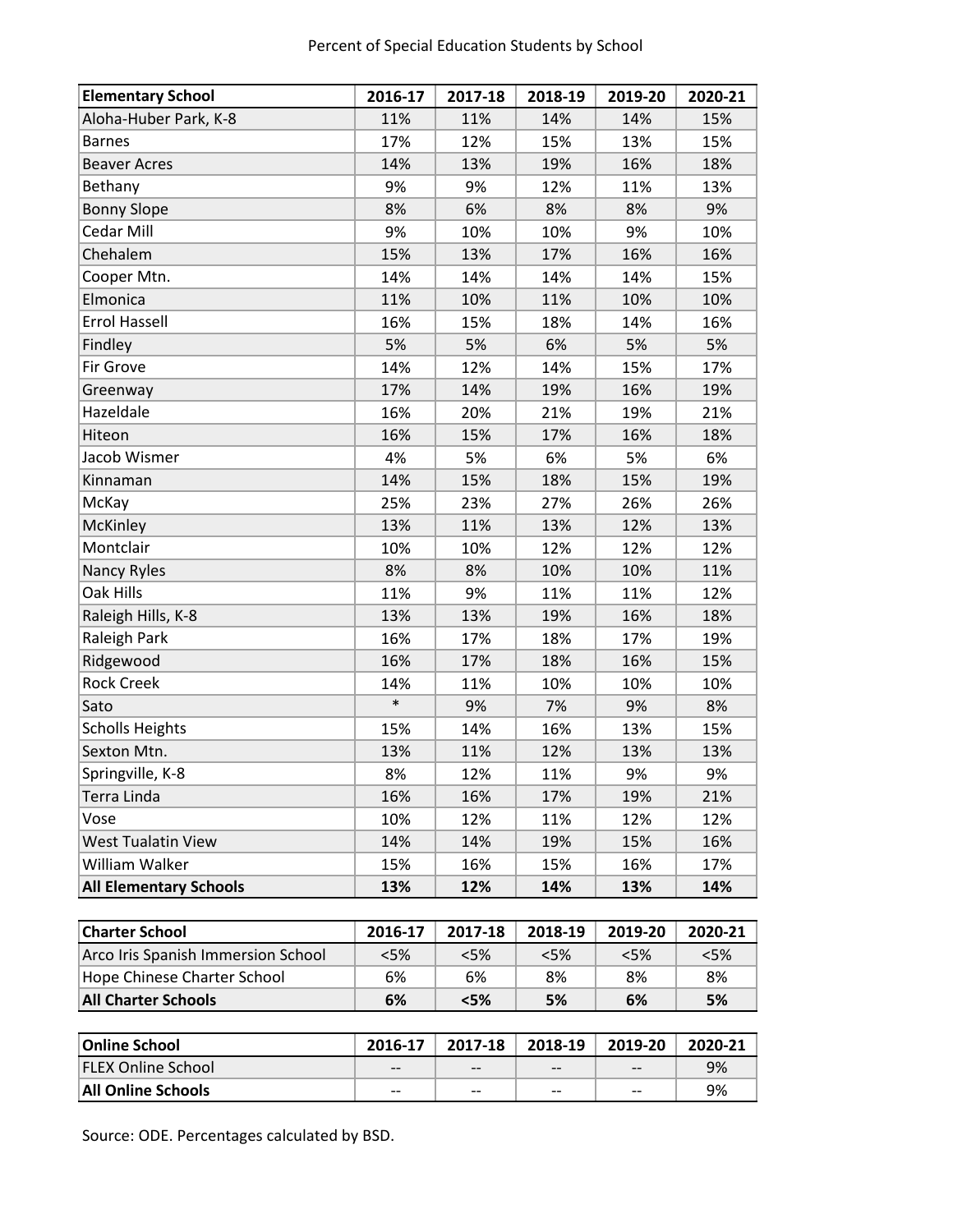Percent of Special Education Students by School

| **Elementary School** | **2016-17** | **2017-18** | **2018-19** | **2019-20** | **2020-21** |
|---|---|---|---|---|---|
| Aloha-Huber Park, K-8 | 11% | 11% | 14% | 14% | 15% |
| Barnes | 17% | 12% | 15% | 13% | 15% |
| Beaver Acres | 14% | 13% | 19% | 16% | 18% |
| Bethany | 9% | 9% | 12% | 11% | 13% |
| Bonny Slope | 8% | 6% | 8% | 8% | 9% |
| Cedar Mill | 9% | 10% | 10% | 9% | 10% |
| Chehalem | 15% | 13% | 17% | 16% | 16% |
| Cooper Mtn. | 14% | 14% | 14% | 14% | 15% |
| Elmonica | 11% | 10% | 11% | 10% | 10% |
| Errol Hassell | 16% | 15% | 18% | 14% | 16% |
| Findley | 5% | 5% | 6% | 5% | 5% |
| Fir Grove | 14% | 12% | 14% | 15% | 17% |
| Greenway | 17% | 14% | 19% | 16% | 19% |
| Hazeldale | 16% | 20% | 21% | 19% | 21% |
| Hiteon | 16% | 15% | 17% | 16% | 18% |
| Jacob Wismer | 4% | 5% | 6% | 5% | 6% |
| Kinnaman | 14% | 15% | 18% | 15% | 19% |
| McKay | 25% | 23% | 27% | 26% | 26% |
| McKinley | 13% | 11% | 13% | 12% | 13% |
| Montclair | 10% | 10% | 12% | 12% | 12% |
| Nancy Ryles | 8% | 8% | 10% | 10% | 11% |
| Oak Hills | 11% | 9% | 11% | 11% | 12% |
| Raleigh Hills, K-8 | 13% | 13% | 19% | 16% | 18% |
| Raleigh Park | 16% | 17% | 18% | 17% | 19% |
| Ridgewood | 16% | 17% | 18% | 16% | 15% |
| Rock Creek | 14% | 11% | 10% | 10% | 10% |
| Sato | * | 9% | 7% | 9% | 8% |
| Scholls Heights | 15% | 14% | 16% | 13% | 15% |
| Sexton Mtn. | 13% | 11% | 12% | 13% | 13% |
| Springville, K-8 | 8% | 12% | 11% | 9% | 9% |
| Terra Linda | 16% | 16% | 17% | 19% | 21% |
| Vose | 10% | 12% | 11% | 12% | 12% |
| West Tualatin View | 14% | 14% | 19% | 15% | 16% |
| William Walker | 15% | 16% | 15% | 16% | 17% |
| **All Elementary Schools** | **13%** | **12%** | **14%** | **13%** | **14%** |

| **Charter School** | **2016-17** | **2017-18** | **2018-19** | **2019-20** | **2020-21** |
|---|---|---|---|---|---|
| Arco Iris Spanish Immersion School | <5% | <5% | <5% | <5% | <5% |
| Hope Chinese Charter School | 6% | 6% | 8% | 8% | 8% |
| **All Charter Schools** | **6%** | **<5%** | **5%** | **6%** | **5%** |

| **Online School** | **2016-17** | **2017-18** | **2018-19** | **2019-20** | **2020-21** |
|---|---|---|---|---|---|
| FLEX Online School | -- | -- | -- | -- | 9% |
| **All Online Schools** | -- | -- | -- | -- | 9% |

Source: ODE. Percentages calculated by BSD.